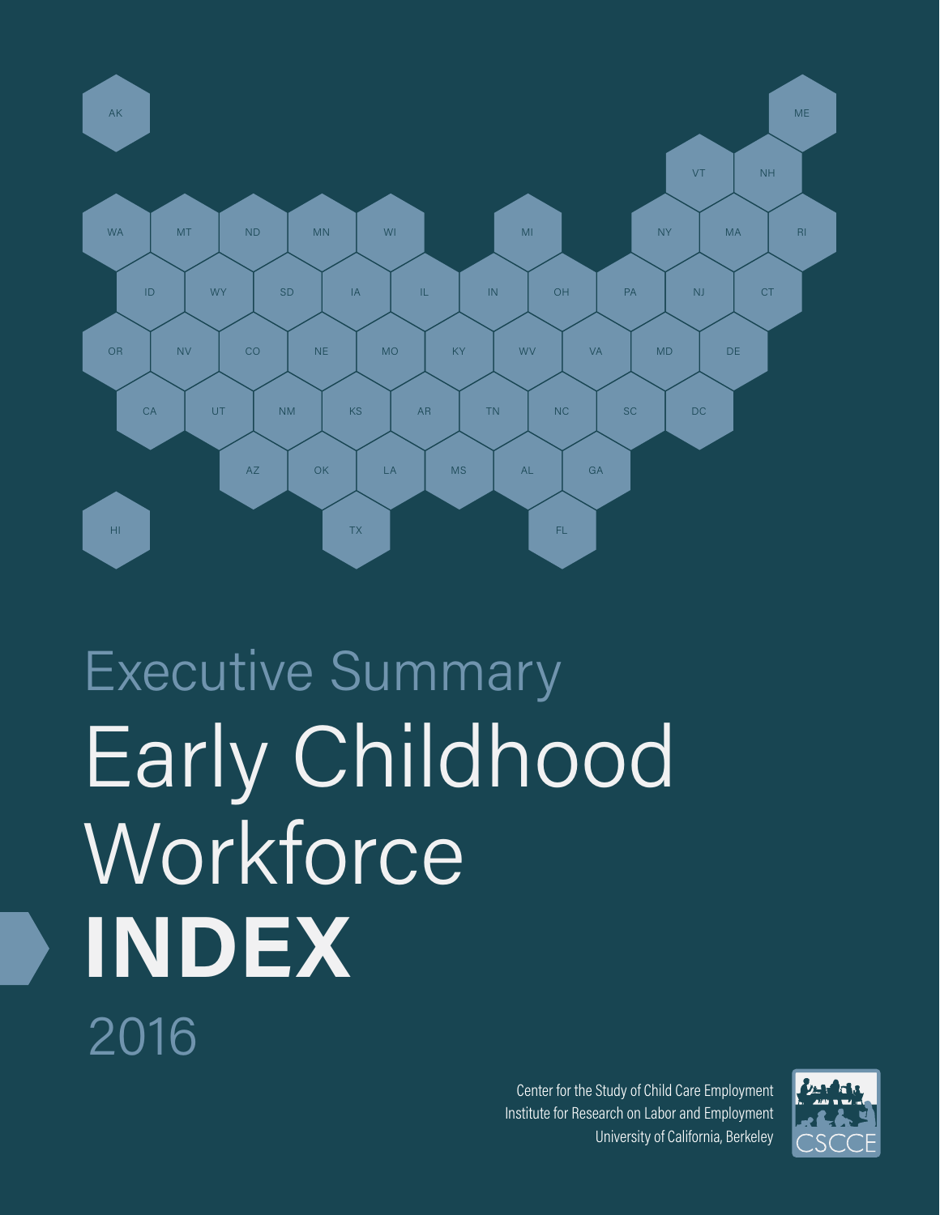# Executive Summary

# Early Childhood Workforce **INDEX**

2016

Center for the Study of Child Care Employment
Institute for Research on Labor and Employment
University of California, Berkeley

CSCCE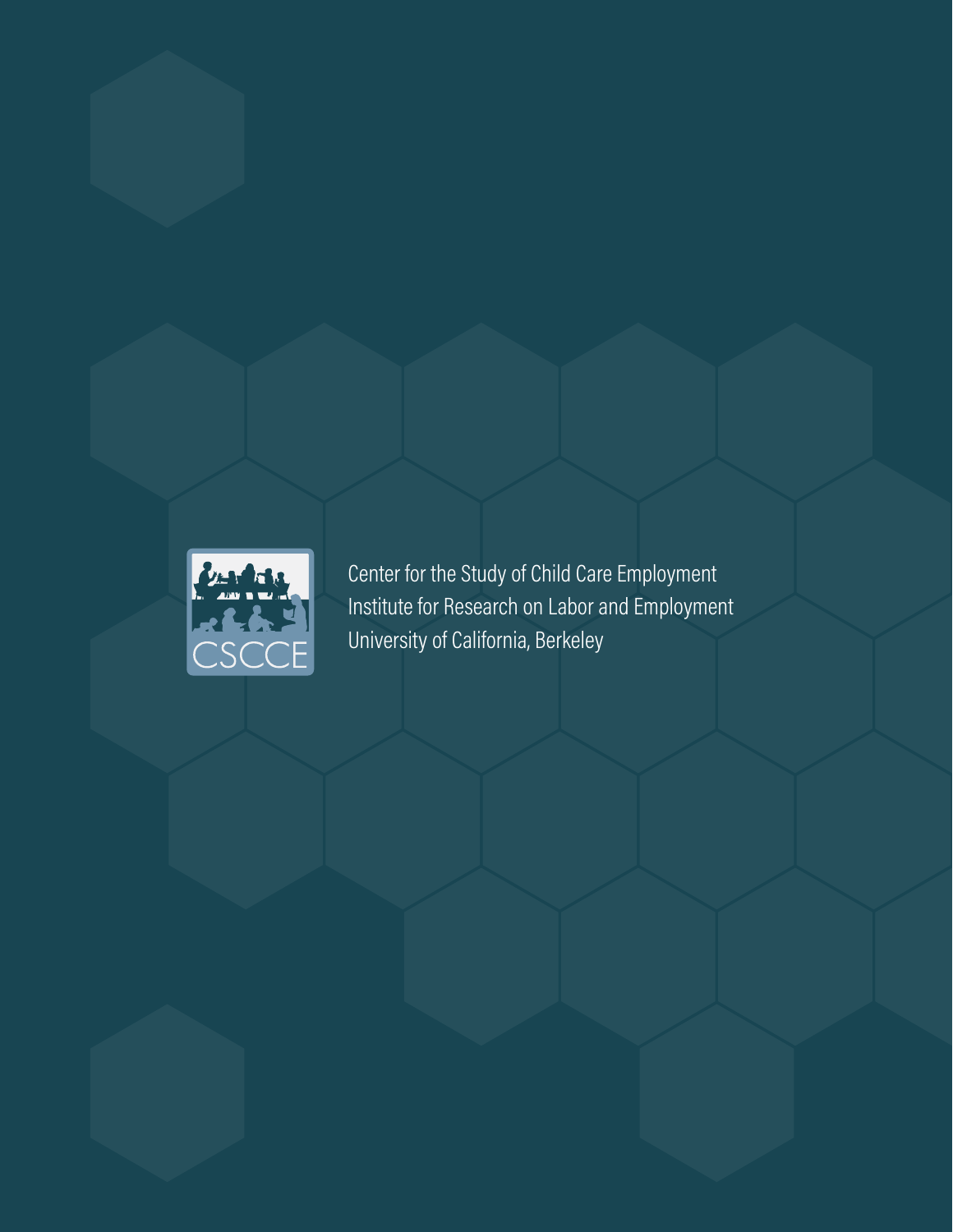Center for the Study of Child Care Employment
Institute for Research on Labor and Employment
University of California, Berkeley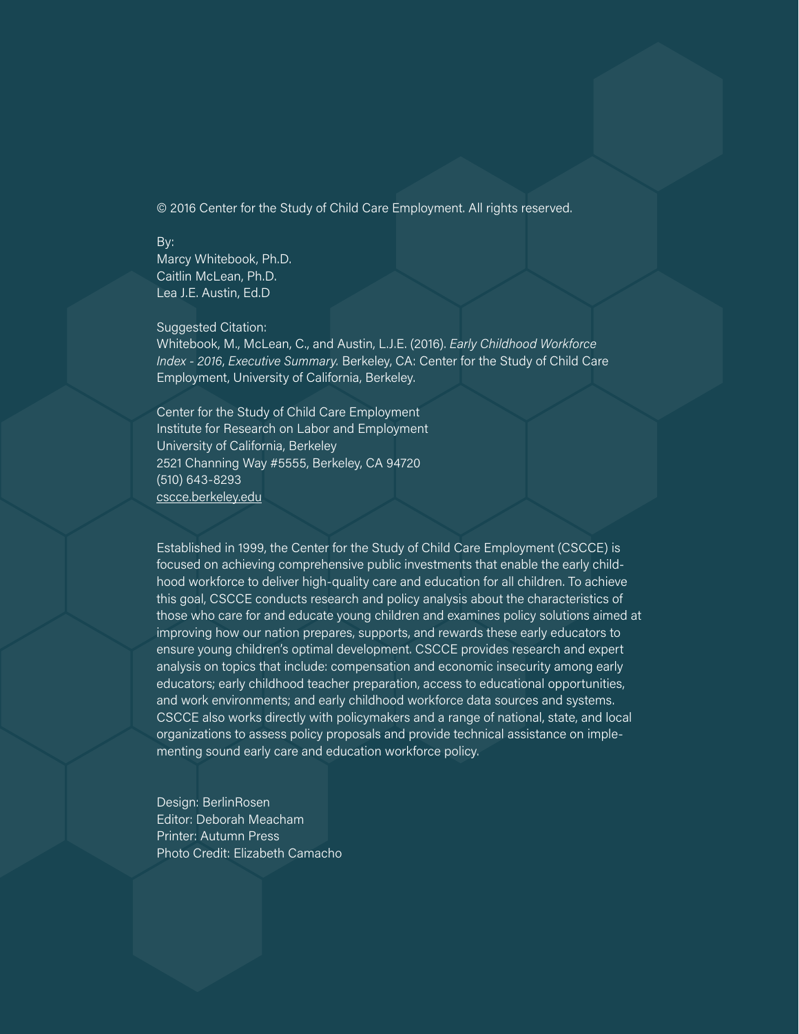© 2016 Center for the Study of Child Care Employment. All rights reserved.

By:  
Marcy Whitebook, Ph.D.  
Caitlin McLean, Ph.D.  
Lea J.E. Austin, Ed.D

Suggested Citation:  
Whitebook, M., McLean, C., and Austin, L.J.E. (2016). *Early Childhood Workforce Index - 2016*, *Executive Summary.* Berkeley, CA: Center for the Study of Child Care Employment, University of California, Berkeley.

Center for the Study of Child Care Employment  
Institute for Research on Labor and Employment  
University of California, Berkeley  
2521 Channing Way #5555, Berkeley, CA 94720  
(510) 643-8293  
cscce.berkeley.edu

Established in 1999, the Center for the Study of Child Care Employment (CSCCE) is focused on achieving comprehensive public investments that enable the early childhood workforce to deliver high-quality care and education for all children. To achieve this goal, CSCCE conducts research and policy analysis about the characteristics of those who care for and educate young children and examines policy solutions aimed at improving how our nation prepares, supports, and rewards these early educators to ensure young children's optimal development. CSCCE provides research and expert analysis on topics that include: compensation and economic insecurity among early educators; early childhood teacher preparation, access to educational opportunities, and work environments; and early childhood workforce data sources and systems. CSCCE also works directly with policymakers and a range of national, state, and local organizations to assess policy proposals and provide technical assistance on implementing sound early care and education workforce policy.

Design: BerlinRosen  
Editor: Deborah Meacham  
Printer: Autumn Press  
Photo Credit: Elizabeth Camacho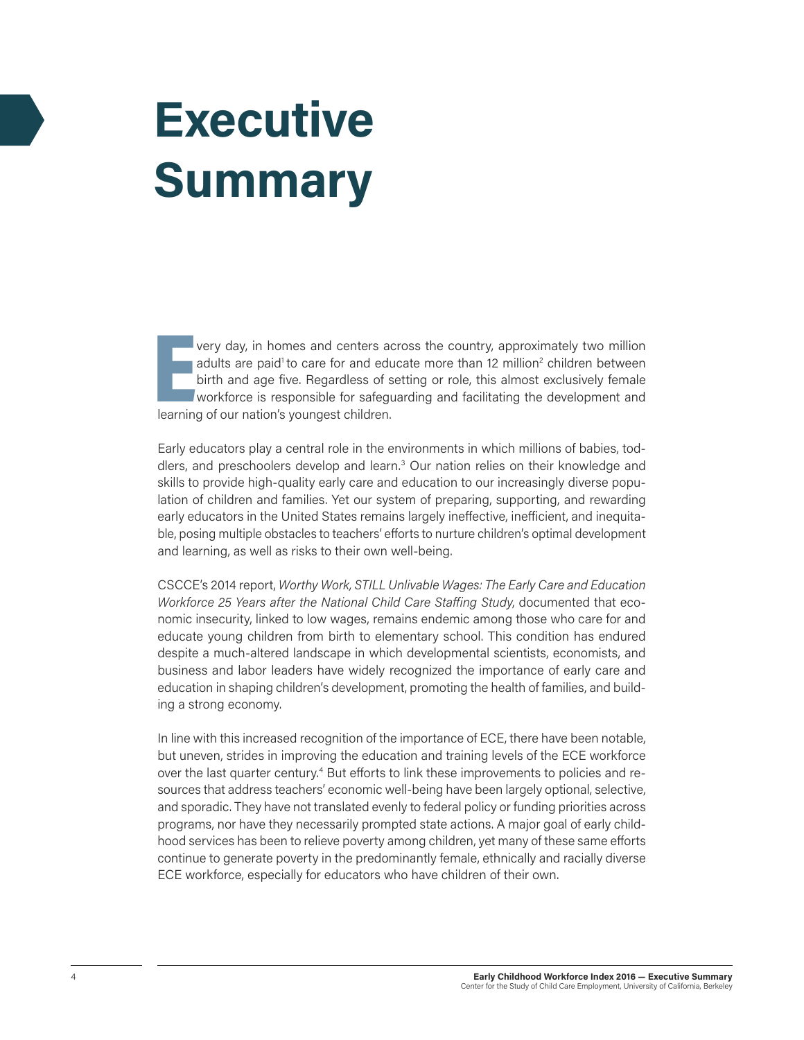# Executive Summary

Every day, in homes and centers across the country, approximately two million adults are paid[1] to care for and educate more than 12 million[2] children between birth and age five. Regardless of setting or role, this almost exclusively female workforce is responsible for safeguarding and facilitating the development and learning of our nation's youngest children.

Early educators play a central role in the environments in which millions of babies, toddlers, and preschoolers develop and learn.[3] Our nation relies on their knowledge and skills to provide high-quality early care and education to our increasingly diverse population of children and families. Yet our system of preparing, supporting, and rewarding early educators in the United States remains largely ineffective, inefficient, and inequitable, posing multiple obstacles to teachers' efforts to nurture children's optimal development and learning, as well as risks to their own well-being.

CSCCE's 2014 report, *Worthy Work, STILL Unlivable Wages: The Early Care and Education Workforce 25 Years after the National Child Care Staffing Study*, documented that economic insecurity, linked to low wages, remains endemic among those who care for and educate young children from birth to elementary school. This condition has endured despite a much-altered landscape in which developmental scientists, economists, and business and labor leaders have widely recognized the importance of early care and education in shaping children's development, promoting the health of families, and building a strong economy.

In line with this increased recognition of the importance of ECE, there have been notable, but uneven, strides in improving the education and training levels of the ECE workforce over the last quarter century.[4] But efforts to link these improvements to policies and resources that address teachers' economic well-being have been largely optional, selective, and sporadic. They have not translated evenly to federal policy or funding priorities across programs, nor have they necessarily prompted state actions. A major goal of early childhood services has been to relieve poverty among children, yet many of these same efforts continue to generate poverty in the predominantly female, ethnically and racially diverse ECE workforce, especially for educators who have children of their own.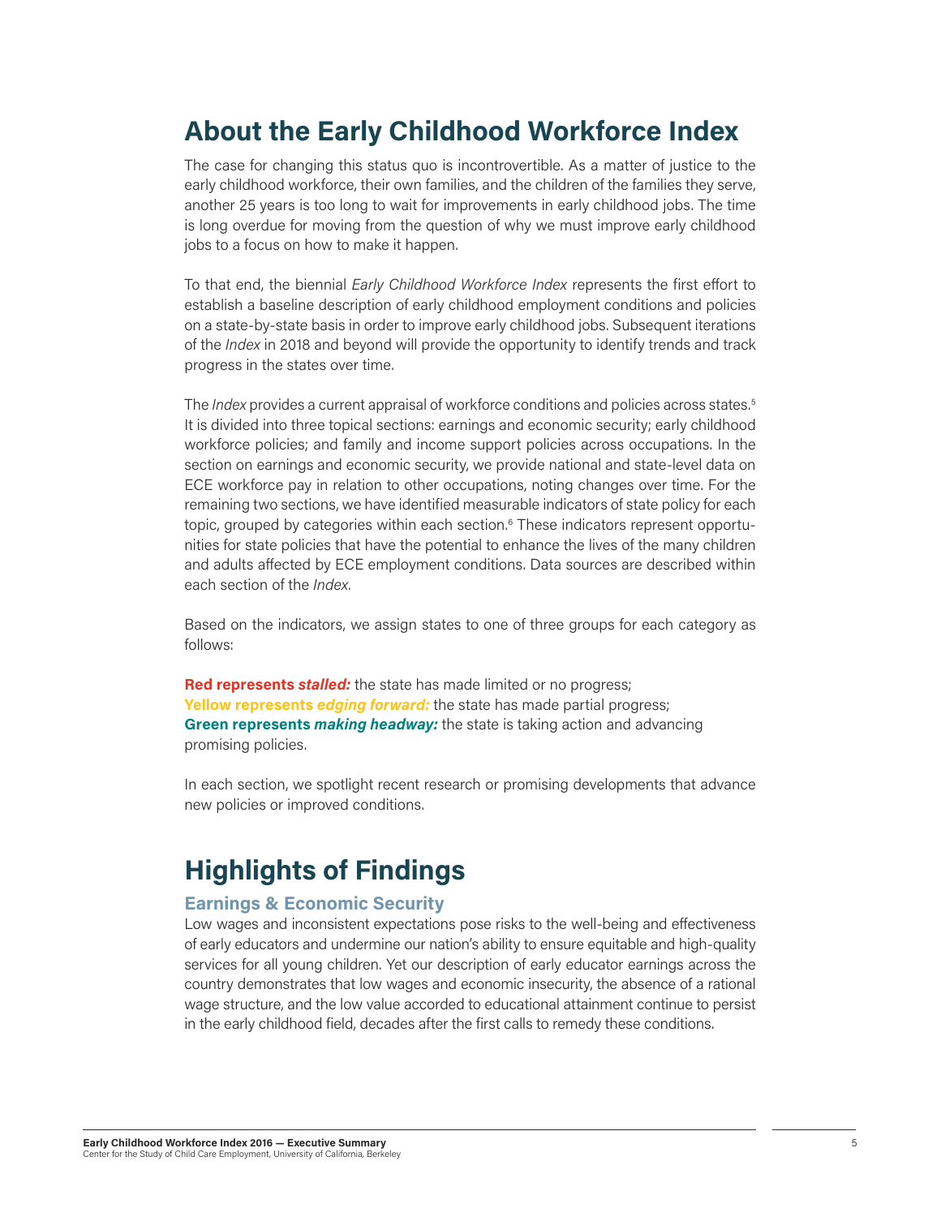## About the Early Childhood Workforce Index

The case for changing this status quo is incontrovertible. As a matter of justice to the early childhood workforce, their own families, and the children of the families they serve, another 25 years is too long to wait for improvements in early childhood jobs. The time is long overdue for moving from the question of why we must improve early childhood jobs to a focus on how to make it happen.

To that end, the biennial *Early Childhood Workforce Index* represents the first effort to establish a baseline description of early childhood employment conditions and policies on a state-by-state basis in order to improve early childhood jobs. Subsequent iterations of the *Index* in 2018 and beyond will provide the opportunity to identify trends and track progress in the states over time.

The *Index* provides a current appraisal of workforce conditions and policies across states.[5] It is divided into three topical sections: earnings and economic security; early childhood workforce policies; and family and income support policies across occupations. In the section on earnings and economic security, we provide national and state-level data on ECE workforce pay in relation to other occupations, noting changes over time. For the remaining two sections, we have identified measurable indicators of state policy for each topic, grouped by categories within each section.[6] These indicators represent opportunities for state policies that have the potential to enhance the lives of the many children and adults affected by ECE employment conditions. Data sources are described within each section of the *Index*.

Based on the indicators, we assign states to one of three groups for each category as follows:

**Red represents *stalled:*** the state has made limited or no progress;
**Yellow represents *edging forward:*** the state has made partial progress;
**Green represents *making headway:*** the state is taking action and advancing promising policies.

In each section, we spotlight recent research or promising developments that advance new policies or improved conditions.

## Highlights of Findings

### Earnings & Economic Security

Low wages and inconsistent expectations pose risks to the well-being and effectiveness of early educators and undermine our nation's ability to ensure equitable and high-quality services for all young children. Yet our description of early educator earnings across the country demonstrates that low wages and economic insecurity, the absence of a rational wage structure, and the low value accorded to educational attainment continue to persist in the early childhood field, decades after the first calls to remedy these conditions.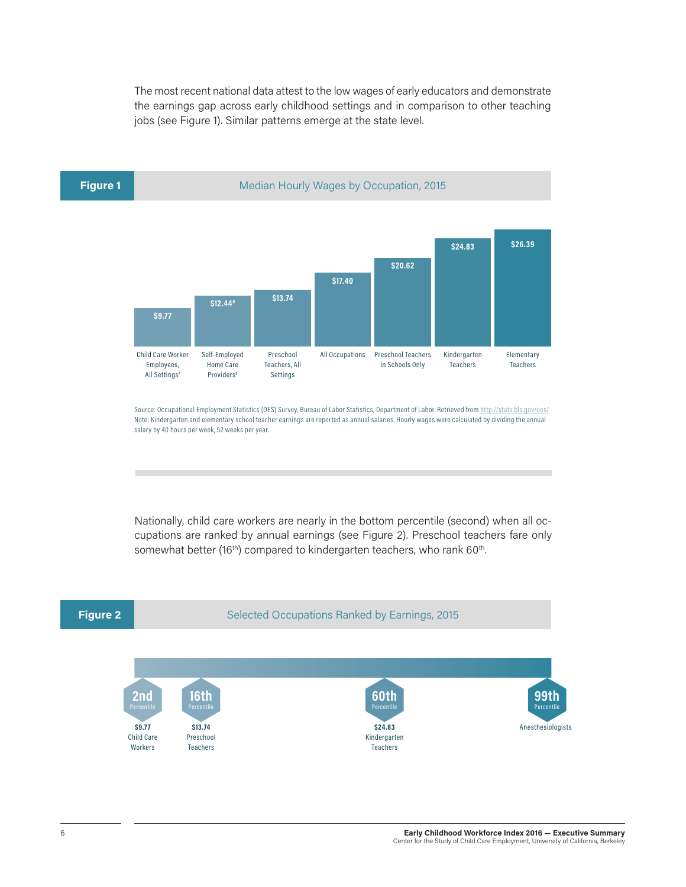The most recent national data attest to the low wages of early educators and demonstrate the earnings gap across early childhood settings and in comparison to other teaching jobs (see Figure 1). Similar patterns emerge at the state level.

**Figure 1** Median Hourly Wages by Occupation, 2015

| Occupation | Median Hourly Wage |
|---|---|
| Child Care Worker Employees, All Settings[7] | $9.77 |
| Self-Employed Home Care Providers[8] | $12.44[8] |
| Preschool Teachers, All Settings | $13.74 |
| All Occupations | $17.40 |
| Preschool Teachers in Schools Only | $20.62 |
| Kindergarten Teachers | $24.83 |
| Elementary Teachers | $26.39 |

Source: Occupational Employment Statistics (OES) Survey, Bureau of Labor Statistics, Department of Labor. Retrieved from http://stats.bls.gov/oes/
Note: Kindergarten and elementary school teacher earnings are reported as annual salaries. Hourly wages were calculated by dividing the annual salary by 40 hours per week, 52 weeks per year.

Nationally, child care workers are nearly in the bottom percentile (second) when all occupations are ranked by annual earnings (see Figure 2). Preschool teachers fare only somewhat better (16th) compared to kindergarten teachers, who rank 60th.

**Figure 2** Selected Occupations Ranked by Earnings, 2015

| Percentile | Wage | Occupation |
|---|---|---|
| 2nd Percentile | $9.77 | Child Care Workers |
| 16th Percentile | $13.74 | Preschool Teachers |
| 60th Percentile | $24.83 | Kindergarten Teachers |
| 99th Percentile | | Anesthesiologists |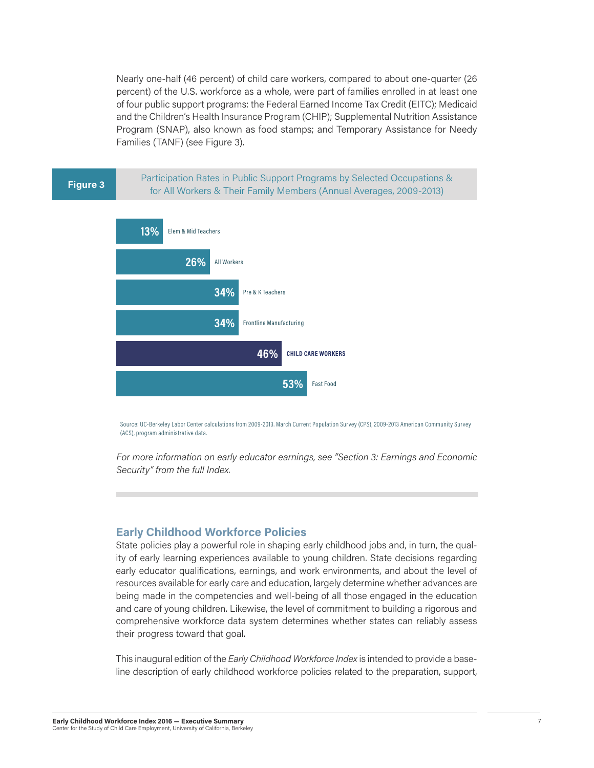Nearly one-half (46 percent) of child care workers, compared to about one-quarter (26 percent) of the U.S. workforce as a whole, were part of families enrolled in at least one of four public support programs: the Federal Earned Income Tax Credit (EITC); Medicaid and the Children's Health Insurance Program (CHIP); Supplemental Nutrition Assistance Program (SNAP), also known as food stamps; and Temporary Assistance for Needy Families (TANF) (see Figure 3).

**Figure 3** Participation Rates in Public Support Programs by Selected Occupations & for All Workers & Their Family Members (Annual Averages, 2009-2013)

| Occupation | Participation Rate |
|---|---|
| Elem & Mid Teachers | 13% |
| All Workers | 26% |
| Pre & K Teachers | 34% |
| Frontline Manufacturing | 34% |
| **CHILD CARE WORKERS** | **46%** |
| Fast Food | 53% |

Source: UC-Berkeley Labor Center calculations from 2009-2013. March Current Population Survey (CPS), 2009-2013 American Community Survey (ACS), program administrative data.

*For more information on early educator earnings, see "Section 3: Earnings and Economic Security" from the full Index.*

## Early Childhood Workforce Policies

State policies play a powerful role in shaping early childhood jobs and, in turn, the quality of early learning experiences available to young children. State decisions regarding early educator qualifications, earnings, and work environments, and about the level of resources available for early care and education, largely determine whether advances are being made in the competencies and well-being of all those engaged in the education and care of young children. Likewise, the level of commitment to building a rigorous and comprehensive workforce data system determines whether states can reliably assess their progress toward that goal.

This inaugural edition of the *Early Childhood Workforce Index* is intended to provide a baseline description of early childhood workforce policies related to the preparation, support,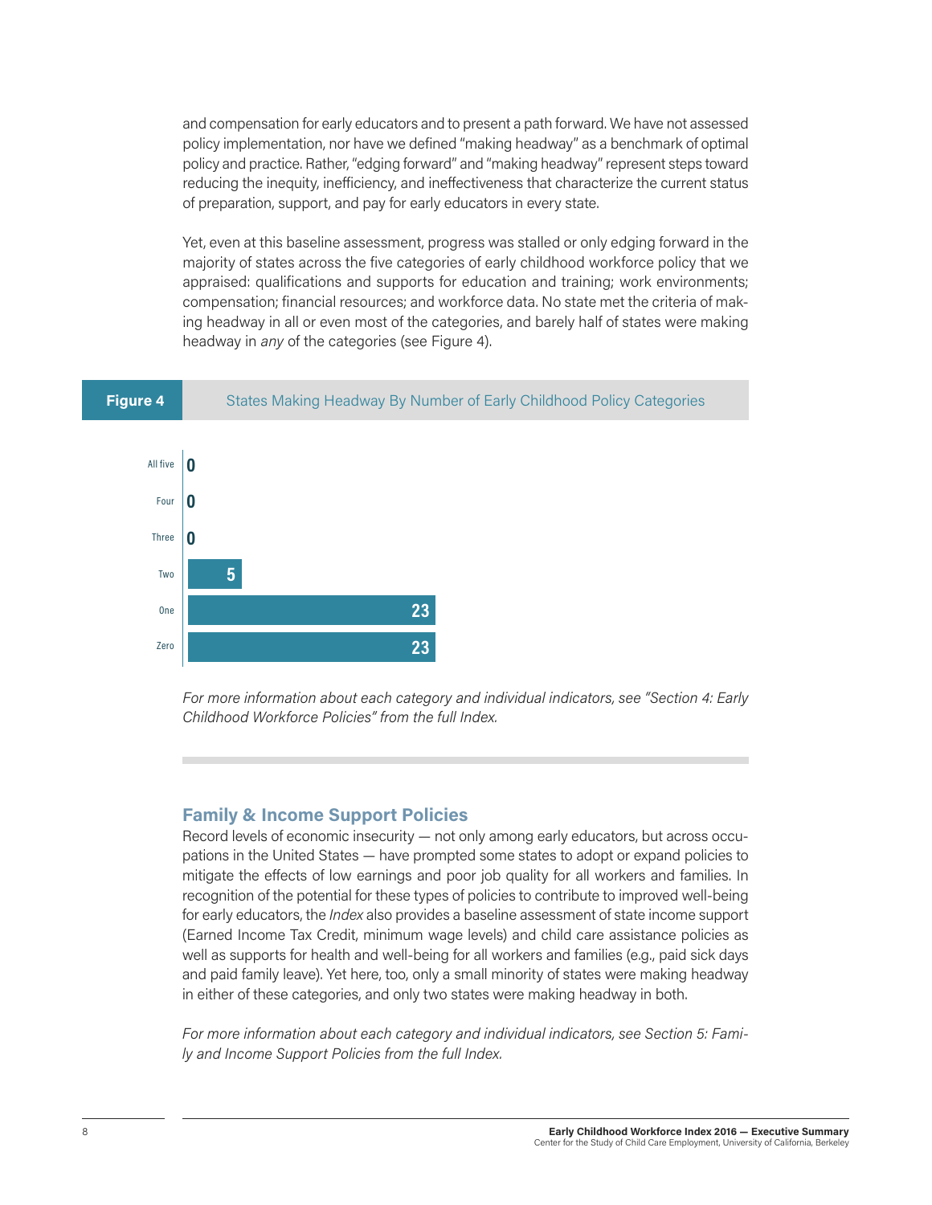and compensation for early educators and to present a path forward. We have not assessed policy implementation, nor have we defined "making headway" as a benchmark of optimal policy and practice. Rather, "edging forward" and "making headway" represent steps toward reducing the inequity, inefficiency, and ineffectiveness that characterize the current status of preparation, support, and pay for early educators in every state.

Yet, even at this baseline assessment, progress was stalled or only edging forward in the majority of states across the five categories of early childhood workforce policy that we appraised: qualifications and supports for education and training; work environments; compensation; financial resources; and workforce data. No state met the criteria of making headway in all or even most of the categories, and barely half of states were making headway in *any* of the categories (see Figure 4).

**Figure 4** States Making Headway By Number of Early Childhood Policy Categories

| Number of categories | States |
| --- | --- |
| All five | 0 |
| Four | 0 |
| Three | 0 |
| Two | 5 |
| One | 23 |
| Zero | 23 |

*For more information about each category and individual indicators, see "Section 4: Early Childhood Workforce Policies" from the full Index.*

## Family & Income Support Policies

Record levels of economic insecurity — not only among early educators, but across occupations in the United States — have prompted some states to adopt or expand policies to mitigate the effects of low earnings and poor job quality for all workers and families. In recognition of the potential for these types of policies to contribute to improved well-being for early educators, the *Index* also provides a baseline assessment of state income support (Earned Income Tax Credit, minimum wage levels) and child care assistance policies as well as supports for health and well-being for all workers and families (e.g., paid sick days and paid family leave). Yet here, too, only a small minority of states were making headway in either of these categories, and only two states were making headway in both.

*For more information about each category and individual indicators, see Section 5: Family and Income Support Policies from the full Index.*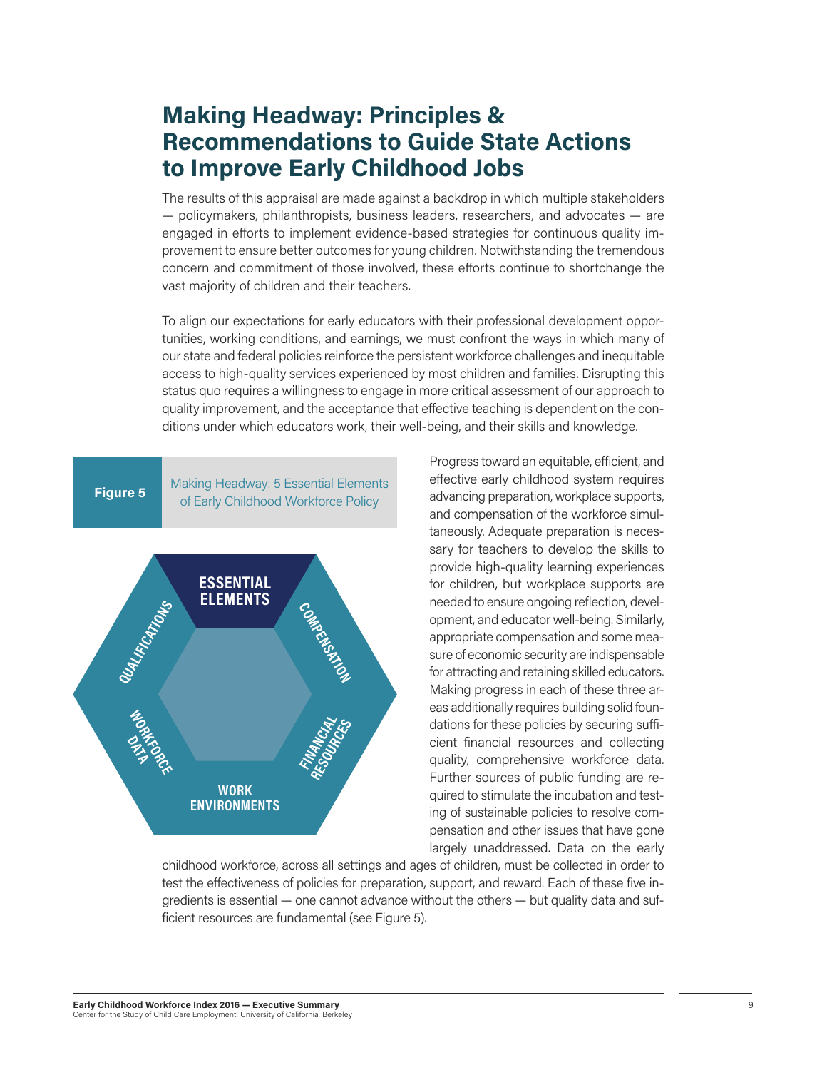# Making Headway: Principles & Recommendations to Guide State Actions to Improve Early Childhood Jobs

The results of this appraisal are made against a backdrop in which multiple stakeholders — policymakers, philanthropists, business leaders, researchers, and advocates — are engaged in efforts to implement evidence-based strategies for continuous quality improvement to ensure better outcomes for young children. Notwithstanding the tremendous concern and commitment of those involved, these efforts continue to shortchange the vast majority of children and their teachers.

To align our expectations for early educators with their professional development opportunities, working conditions, and earnings, we must confront the ways in which many of our state and federal policies reinforce the persistent workforce challenges and inequitable access to high-quality services experienced by most children and families. Disrupting this status quo requires a willingness to engage in more critical assessment of our approach to quality improvement, and the acceptance that effective teaching is dependent on the conditions under which educators work, their well-being, and their skills and knowledge.

**Figure 5** Making Headway: 5 Essential Elements of Early Childhood Workforce Policy

ESSENTIAL ELEMENTS: QUALIFICATIONS, COMPENSATION, FINANCIAL RESOURCES, WORK ENVIRONMENTS, WORKFORCE DATA

Progress toward an equitable, efficient, and effective early childhood system requires advancing preparation, workplace supports, and compensation of the workforce simultaneously. Adequate preparation is necessary for teachers to develop the skills to provide high-quality learning experiences for children, but workplace supports are needed to ensure ongoing reflection, development, and educator well-being. Similarly, appropriate compensation and some measure of economic security are indispensable for attracting and retaining skilled educators. Making progress in each of these three areas additionally requires building solid foundations for these policies by securing sufficient financial resources and collecting quality, comprehensive workforce data. Further sources of public funding are required to stimulate the incubation and testing of sustainable policies to resolve compensation and other issues that have gone largely unaddressed. Data on the early childhood workforce, across all settings and ages of children, must be collected in order to test the effectiveness of policies for preparation, support, and reward. Each of these five ingredients is essential — one cannot advance without the others — but quality data and sufficient resources are fundamental (see Figure 5).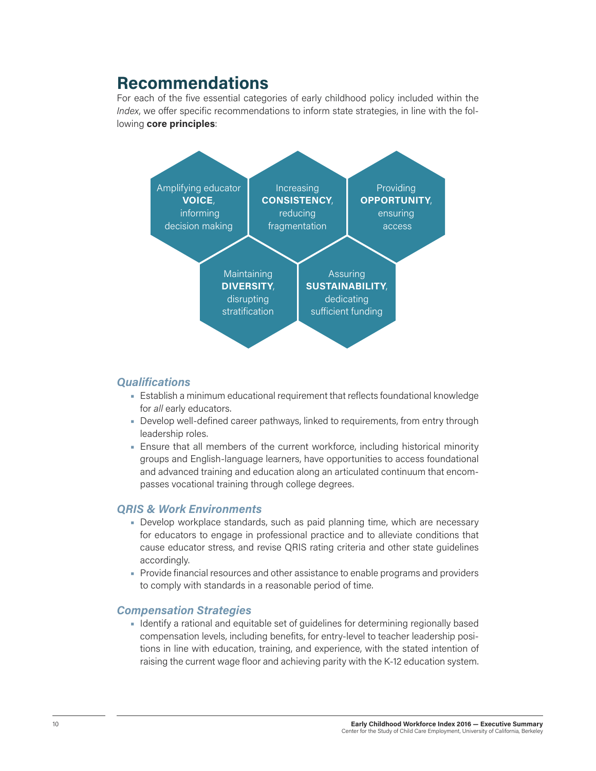# Recommendations

For each of the five essential categories of early childhood policy included within the *Index*, we offer specific recommendations to inform state strategies, in line with the following **core principles**:

- Amplifying educator **VOICE**, informing decision making
- Increasing **CONSISTENCY**, reducing fragmentation
- Providing **OPPORTUNITY**, ensuring access
- Maintaining **DIVERSITY**, disrupting stratification
- Assuring **SUSTAINABILITY**, dedicating sufficient funding

### *Qualifications*

- Establish a minimum educational requirement that reflects foundational knowledge for *all* early educators.
- Develop well-defined career pathways, linked to requirements, from entry through leadership roles.
- Ensure that all members of the current workforce, including historical minority groups and English-language learners, have opportunities to access foundational and advanced training and education along an articulated continuum that encompasses vocational training through college degrees.

### *QRIS & Work Environments*

- Develop workplace standards, such as paid planning time, which are necessary for educators to engage in professional practice and to alleviate conditions that cause educator stress, and revise QRIS rating criteria and other state guidelines accordingly.
- Provide financial resources and other assistance to enable programs and providers to comply with standards in a reasonable period of time.

### *Compensation Strategies*

- Identify a rational and equitable set of guidelines for determining regionally based compensation levels, including benefits, for entry-level to teacher leadership positions in line with education, training, and experience, with the stated intention of raising the current wage floor and achieving parity with the K-12 education system.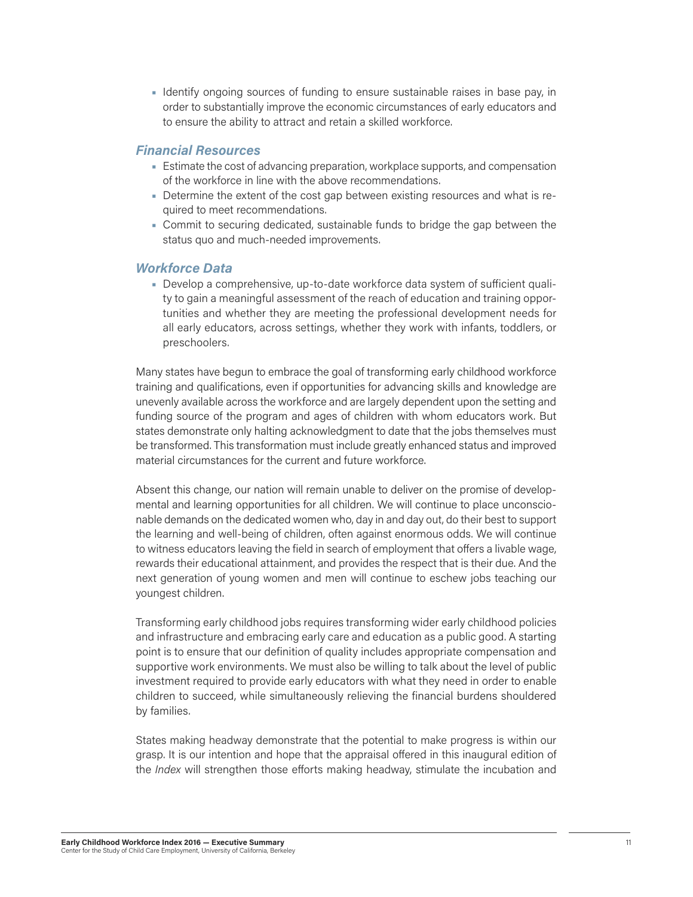- Identify ongoing sources of funding to ensure sustainable raises in base pay, in order to substantially improve the economic circumstances of early educators and to ensure the ability to attract and retain a skilled workforce.

### *Financial Resources*

- Estimate the cost of advancing preparation, workplace supports, and compensation of the workforce in line with the above recommendations.
- Determine the extent of the cost gap between existing resources and what is required to meet recommendations.
- Commit to securing dedicated, sustainable funds to bridge the gap between the status quo and much-needed improvements.

### *Workforce Data*

- Develop a comprehensive, up-to-date workforce data system of sufficient quality to gain a meaningful assessment of the reach of education and training opportunities and whether they are meeting the professional development needs for all early educators, across settings, whether they work with infants, toddlers, or preschoolers.

Many states have begun to embrace the goal of transforming early childhood workforce training and qualifications, even if opportunities for advancing skills and knowledge are unevenly available across the workforce and are largely dependent upon the setting and funding source of the program and ages of children with whom educators work. But states demonstrate only halting acknowledgment to date that the jobs themselves must be transformed. This transformation must include greatly enhanced status and improved material circumstances for the current and future workforce.

Absent this change, our nation will remain unable to deliver on the promise of developmental and learning opportunities for all children. We will continue to place unconscionable demands on the dedicated women who, day in and day out, do their best to support the learning and well-being of children, often against enormous odds. We will continue to witness educators leaving the field in search of employment that offers a livable wage, rewards their educational attainment, and provides the respect that is their due. And the next generation of young women and men will continue to eschew jobs teaching our youngest children.

Transforming early childhood jobs requires transforming wider early childhood policies and infrastructure and embracing early care and education as a public good. A starting point is to ensure that our definition of quality includes appropriate compensation and supportive work environments. We must also be willing to talk about the level of public investment required to provide early educators with what they need in order to enable children to succeed, while simultaneously relieving the financial burdens shouldered by families.

States making headway demonstrate that the potential to make progress is within our grasp. It is our intention and hope that the appraisal offered in this inaugural edition of the *Index* will strengthen those efforts making headway, stimulate the incubation and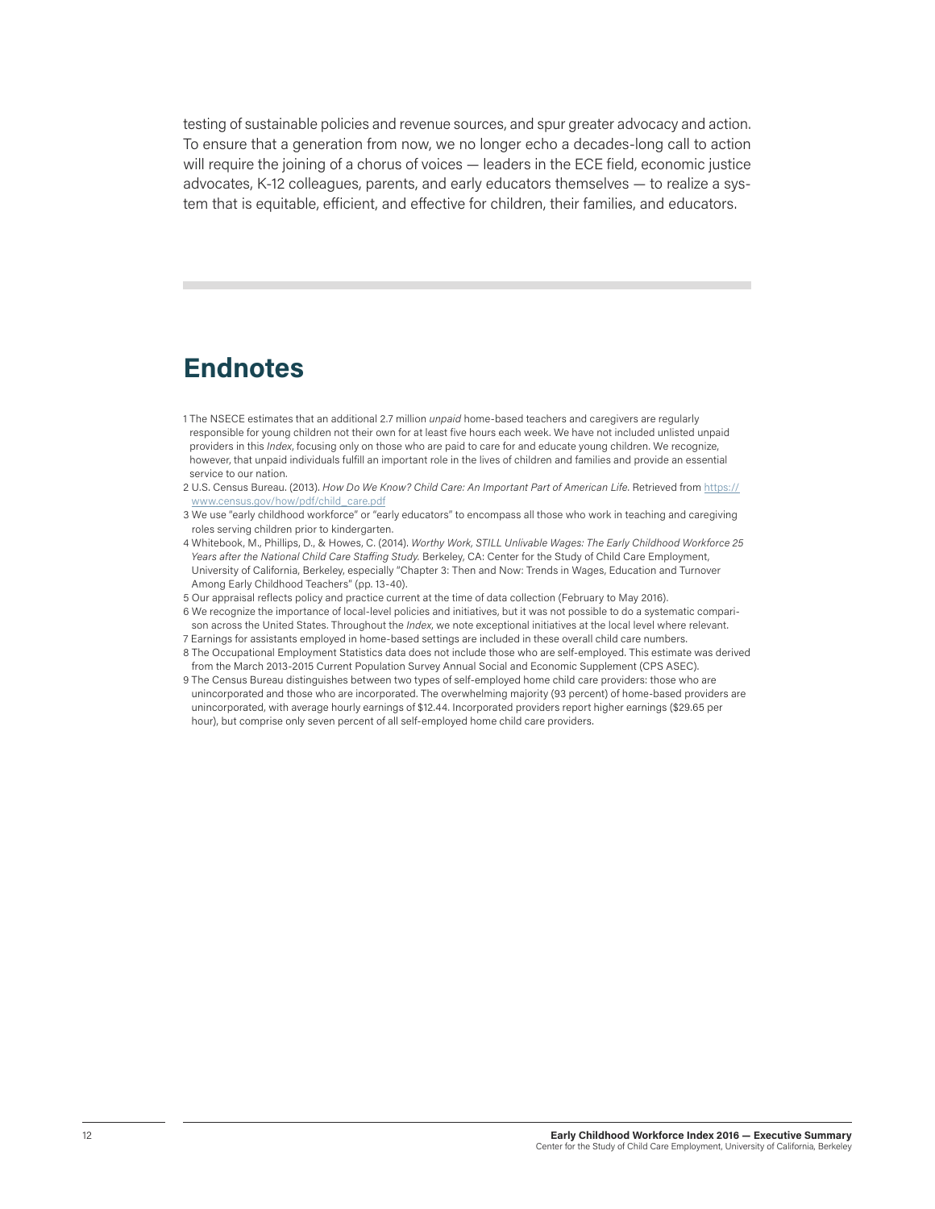testing of sustainable policies and revenue sources, and spur greater advocacy and action. To ensure that a generation from now, we no longer echo a decades-long call to action will require the joining of a chorus of voices — leaders in the ECE field, economic justice advocates, K-12 colleagues, parents, and early educators themselves — to realize a system that is equitable, efficient, and effective for children, their families, and educators.

## Endnotes

1 The NSECE estimates that an additional 2.7 million *unpaid* home-based teachers and caregivers are regularly responsible for young children not their own for at least five hours each week. We have not included unlisted unpaid providers in this *Index*, focusing only on those who are paid to care for and educate young children. We recognize, however, that unpaid individuals fulfill an important role in the lives of children and families and provide an essential service to our nation.

2 U.S. Census Bureau. (2013). *How Do We Know? Child Care: An Important Part of American Life.* Retrieved from https://www.census.gov/how/pdf/child_care.pdf

3 We use "early childhood workforce" or "early educators" to encompass all those who work in teaching and caregiving roles serving children prior to kindergarten.

4 Whitebook, M., Phillips, D., & Howes, C. (2014). *Worthy Work, STILL Unlivable Wages: The Early Childhood Workforce 25 Years after the National Child Care Staffing Study.* Berkeley, CA: Center for the Study of Child Care Employment, University of California, Berkeley, especially "Chapter 3: Then and Now: Trends in Wages, Education and Turnover Among Early Childhood Teachers" (pp. 13-40).

5 Our appraisal reflects policy and practice current at the time of data collection (February to May 2016).

6 We recognize the importance of local-level policies and initiatives, but it was not possible to do a systematic comparison across the United States. Throughout the *Index*, we note exceptional initiatives at the local level where relevant.

7 Earnings for assistants employed in home-based settings are included in these overall child care numbers.

8 The Occupational Employment Statistics data does not include those who are self-employed. This estimate was derived from the March 2013-2015 Current Population Survey Annual Social and Economic Supplement (CPS ASEC).

9 The Census Bureau distinguishes between two types of self-employed home child care providers: those who are unincorporated and those who are incorporated. The overwhelming majority (93 percent) of home-based providers are unincorporated, with average hourly earnings of $12.44. Incorporated providers report higher earnings ($29.65 per hour), but comprise only seven percent of all self-employed home child care providers.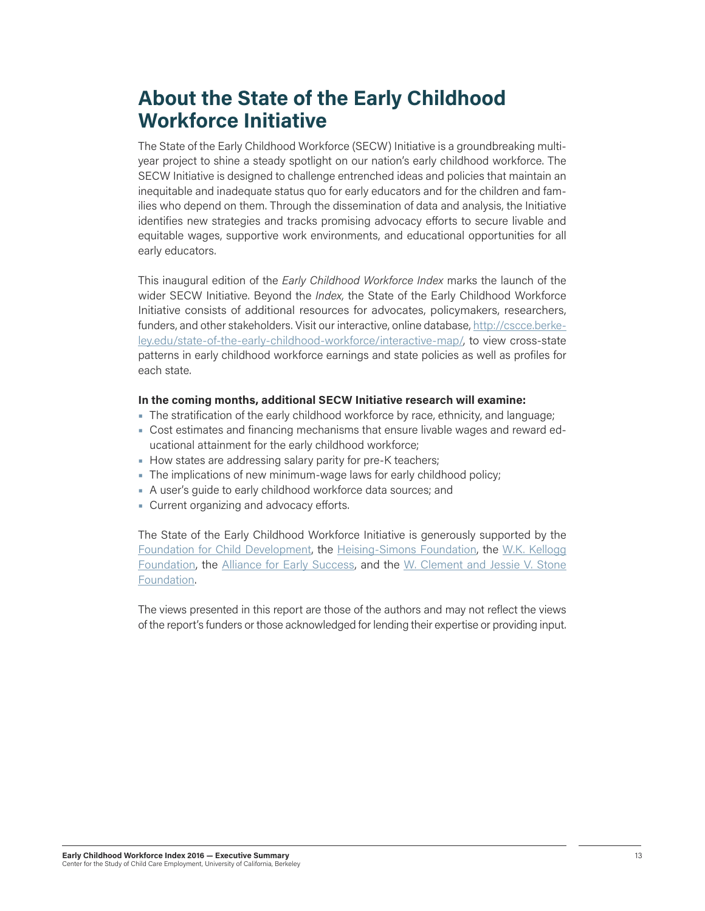## About the State of the Early Childhood Workforce Initiative

The State of the Early Childhood Workforce (SECW) Initiative is a groundbreaking multi-year project to shine a steady spotlight on our nation's early childhood workforce. The SECW Initiative is designed to challenge entrenched ideas and policies that maintain an inequitable and inadequate status quo for early educators and for the children and families who depend on them. Through the dissemination of data and analysis, the Initiative identifies new strategies and tracks promising advocacy efforts to secure livable and equitable wages, supportive work environments, and educational opportunities for all early educators.

This inaugural edition of the *Early Childhood Workforce Index* marks the launch of the wider SECW Initiative. Beyond the *Index,* the State of the Early Childhood Workforce Initiative consists of additional resources for advocates, policymakers, researchers, funders, and other stakeholders. Visit our interactive, online database, [http://cscce.berkeley.edu/state-of-the-early-childhood-workforce/interactive-map/](http://cscce.berkeley.edu/state-of-the-early-childhood-workforce/interactive-map/), to view cross-state patterns in early childhood workforce earnings and state policies as well as profiles for each state.

**In the coming months, additional SECW Initiative research will examine:**

- The stratification of the early childhood workforce by race, ethnicity, and language;
- Cost estimates and financing mechanisms that ensure livable wages and reward educational attainment for the early childhood workforce;
- How states are addressing salary parity for pre-K teachers;
- The implications of new minimum-wage laws for early childhood policy;
- A user's guide to early childhood workforce data sources; and
- Current organizing and advocacy efforts.

The State of the Early Childhood Workforce Initiative is generously supported by the Foundation for Child Development, the Heising-Simons Foundation, the W.K. Kellogg Foundation, the Alliance for Early Success, and the W. Clement and Jessie V. Stone Foundation.

The views presented in this report are those of the authors and may not reflect the views of the report's funders or those acknowledged for lending their expertise or providing input.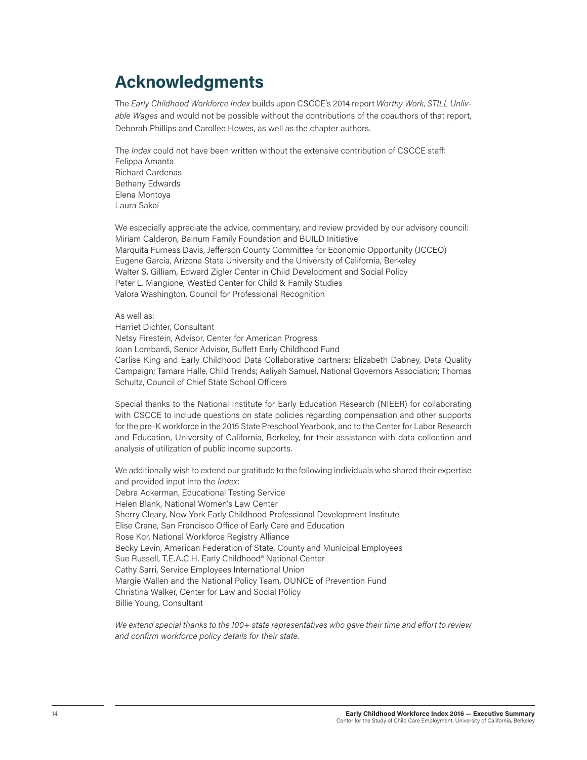# Acknowledgments

The *Early Childhood Workforce Index* builds upon CSCCE's 2014 report *Worthy Work, STILL Unlivable Wages* and would not be possible without the contributions of the coauthors of that report, Deborah Phillips and Carollee Howes, as well as the chapter authors.

The *Index* could not have been written without the extensive contribution of CSCCE staff:
Felippa Amanta
Richard Cardenas
Bethany Edwards
Elena Montoya
Laura Sakai

We especially appreciate the advice, commentary, and review provided by our advisory council:
Miriam Calderon, Bainum Family Foundation and BUILD Initiative
Marquita Furness Davis, Jefferson County Committee for Economic Opportunity (JCCEO)
Eugene Garcia, Arizona State University and the University of California, Berkeley
Walter S. Gilliam, Edward Zigler Center in Child Development and Social Policy
Peter L. Mangione, WestEd Center for Child & Family Studies
Valora Washington, Council for Professional Recognition

As well as:
Harriet Dichter, Consultant
Netsy Firestein, Advisor, Center for American Progress
Joan Lombardi, Senior Advisor, Buffett Early Childhood Fund
Carlise King and Early Childhood Data Collaborative partners: Elizabeth Dabney, Data Quality Campaign; Tamara Halle, Child Trends; Aaliyah Samuel, National Governors Association; Thomas Schultz, Council of Chief State School Officers

Special thanks to the National Institute for Early Education Research (NIEER) for collaborating with CSCCE to include questions on state policies regarding compensation and other supports for the pre-K workforce in the 2015 State Preschool Yearbook, and to the Center for Labor Research and Education, University of California, Berkeley, for their assistance with data collection and analysis of utilization of public income supports.

We additionally wish to extend our gratitude to the following individuals who shared their expertise and provided input into the *Index*:
Debra Ackerman, Educational Testing Service
Helen Blank, National Women's Law Center
Sherry Cleary, New York Early Childhood Professional Development Institute
Elise Crane, San Francisco Office of Early Care and Education
Rose Kor, National Workforce Registry Alliance
Becky Levin, American Federation of State, County and Municipal Employees
Sue Russell, T.E.A.C.H. Early Childhood® National Center
Cathy Sarri, Service Employees International Union
Margie Wallen and the National Policy Team, OUNCE of Prevention Fund
Christina Walker, Center for Law and Social Policy
Billie Young, Consultant

*We extend special thanks to the 100+ state representatives who gave their time and effort to review and confirm workforce policy details for their state.*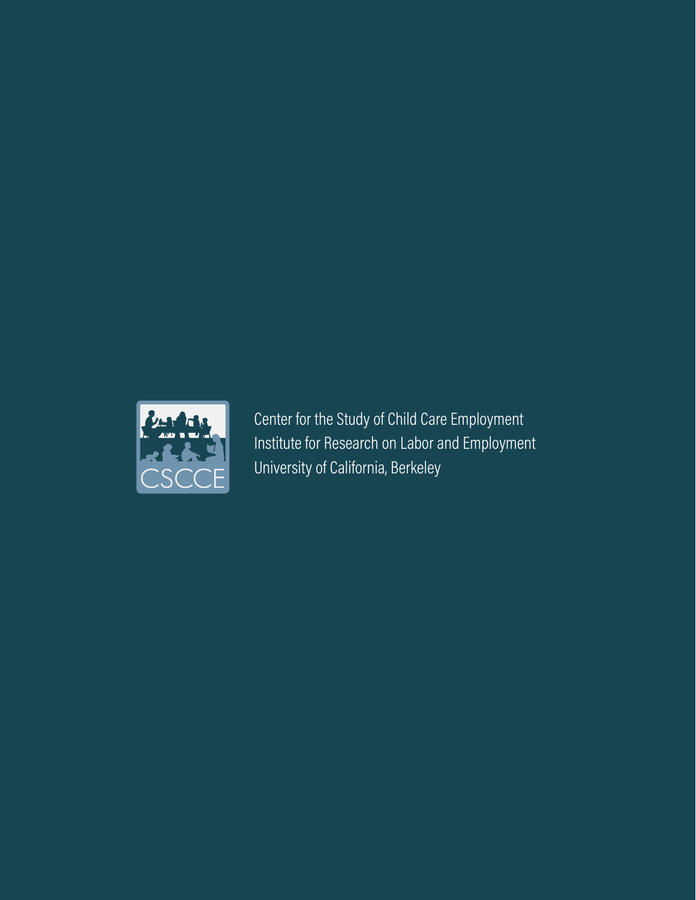Center for the Study of Child Care Employment
Institute for Research on Labor and Employment
University of California, Berkeley